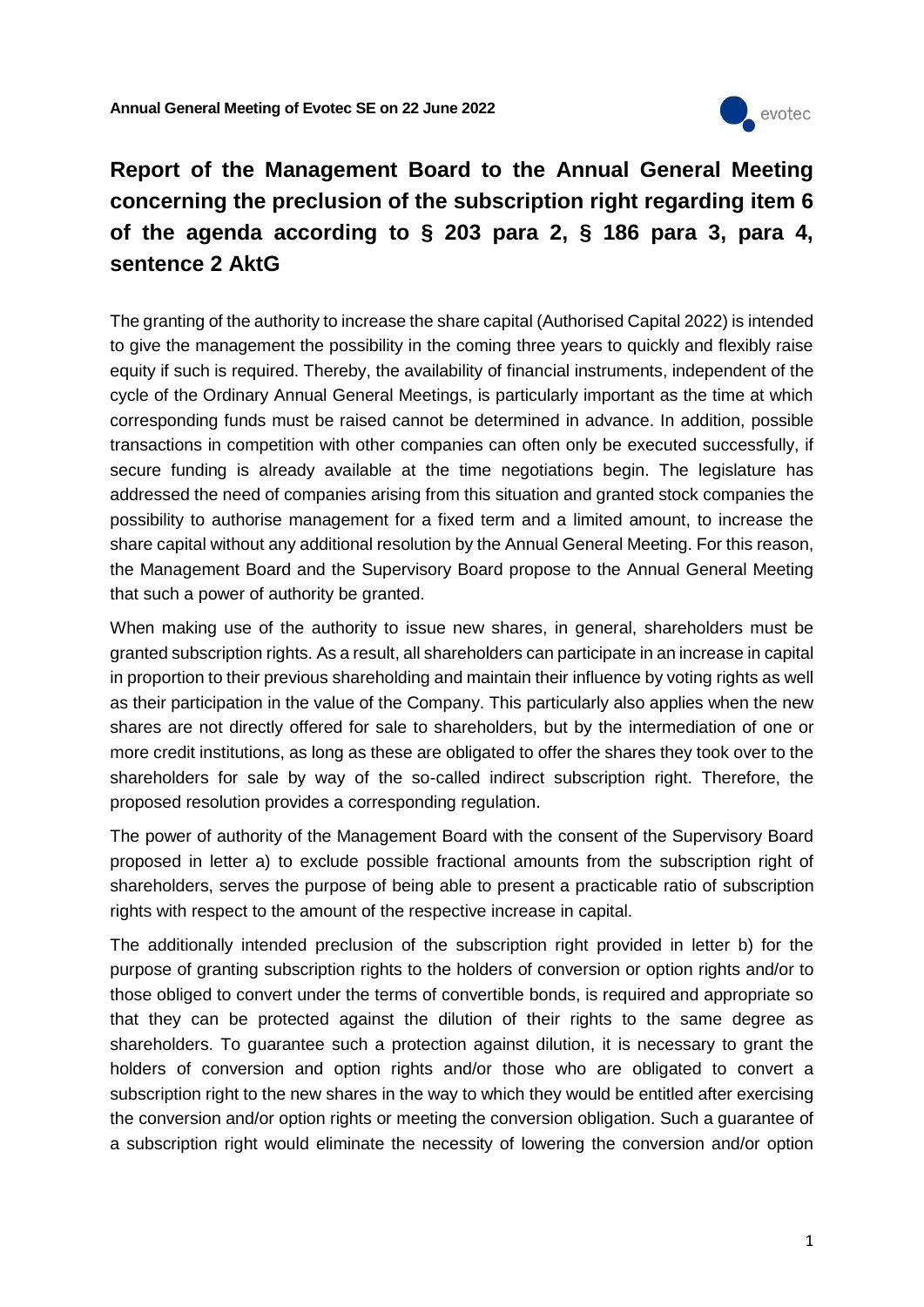# Report of the Management Board to the Annual General Meeting concerning the preclusion of the subscription right regarding item 6 of the agenda according to § 203 para 2, § 186 para 3, para 4, sentence 2 AktG

The granting of the authority to increase the share capital (Authorised Capital 2022) is intended to give the management the possibility in the coming three years to quickly and flexibly raise equity if such is required. Thereby, the availability of financial instruments, independent of the cycle of the Ordinary Annual General Meetings, is particularly important as the time at which corresponding funds must be raised cannot be determined in advance. In addition, possible transactions in competition with other companies can often only be executed successfully, if secure funding is already available at the time negotiations begin. The legislature has addressed the need of companies arising from this situation and granted stock companies the possibility to authorise management for a fixed term and a limited amount, to increase the share capital without any additional resolution by the Annual General Meeting. For this reason, the Management Board and the Supervisory Board propose to the Annual General Meeting that such a power of authority be granted.

When making use of the authority to issue new shares, in general, shareholders must be granted subscription rights. As a result, all shareholders can participate in an increase in capital in proportion to their previous shareholding and maintain their influence by voting rights as well as their participation in the value of the Company. This particularly also applies when the new shares are not directly offered for sale to shareholders, but by the intermediation of one or more credit institutions, as long as these are obligated to offer the shares they took over to the shareholders for sale by way of the so-called indirect subscription right. Therefore, the proposed resolution provides a corresponding regulation.

The power of authority of the Management Board with the consent of the Supervisory Board proposed in letter a) to exclude possible fractional amounts from the subscription right of shareholders, serves the purpose of being able to present a practicable ratio of subscription rights with respect to the amount of the respective increase in capital.

The additionally intended preclusion of the subscription right provided in letter b) for the purpose of granting subscription rights to the holders of conversion or option rights and/or to those obliged to convert under the terms of convertible bonds, is required and appropriate so that they can be protected against the dilution of their rights to the same degree as shareholders. To guarantee such a protection against dilution, it is necessary to grant the holders of conversion and option rights and/or those who are obligated to convert a subscription right to the new shares in the way to which they would be entitled after exercising the conversion and/or option rights or meeting the conversion obligation. Such a guarantee of a subscription right would eliminate the necessity of lowering the conversion and/or option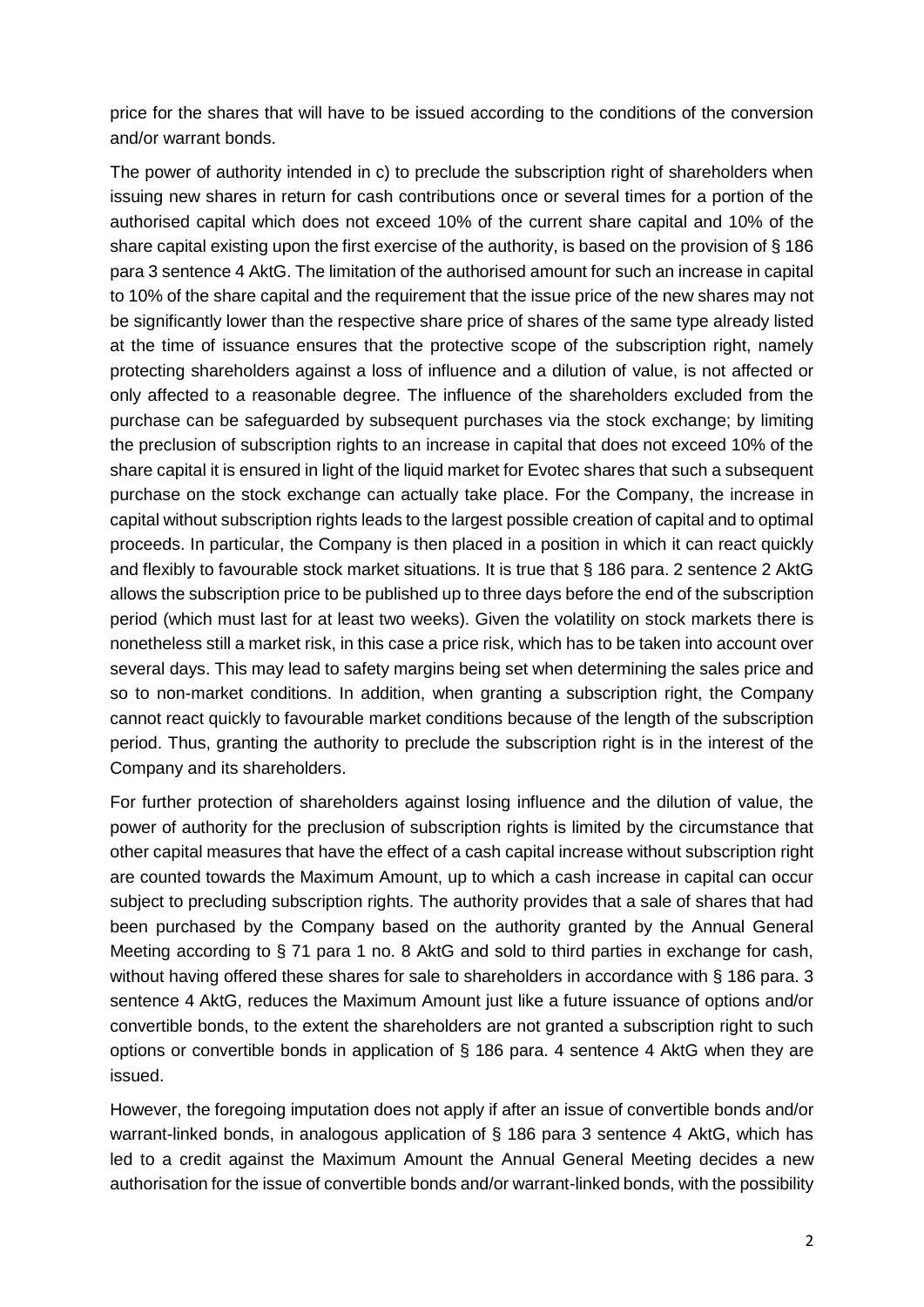price for the shares that will have to be issued according to the conditions of the conversion and/or warrant bonds.

The power of authority intended in c) to preclude the subscription right of shareholders when issuing new shares in return for cash contributions once or several times for a portion of the authorised capital which does not exceed 10% of the current share capital and 10% of the share capital existing upon the first exercise of the authority, is based on the provision of § 186 para 3 sentence 4 AktG. The limitation of the authorised amount for such an increase in capital to 10% of the share capital and the requirement that the issue price of the new shares may not be significantly lower than the respective share price of shares of the same type already listed at the time of issuance ensures that the protective scope of the subscription right, namely protecting shareholders against a loss of influence and a dilution of value, is not affected or only affected to a reasonable degree. The influence of the shareholders excluded from the purchase can be safeguarded by subsequent purchases via the stock exchange; by limiting the preclusion of subscription rights to an increase in capital that does not exceed 10% of the share capital it is ensured in light of the liquid market for Evotec shares that such a subsequent purchase on the stock exchange can actually take place. For the Company, the increase in capital without subscription rights leads to the largest possible creation of capital and to optimal proceeds. In particular, the Company is then placed in a position in which it can react quickly and flexibly to favourable stock market situations. It is true that § 186 para. 2 sentence 2 AktG allows the subscription price to be published up to three days before the end of the subscription period (which must last for at least two weeks). Given the volatility on stock markets there is nonetheless still a market risk, in this case a price risk, which has to be taken into account over several days. This may lead to safety margins being set when determining the sales price and so to non-market conditions. In addition, when granting a subscription right, the Company cannot react quickly to favourable market conditions because of the length of the subscription period. Thus, granting the authority to preclude the subscription right is in the interest of the Company and its shareholders.

For further protection of shareholders against losing influence and the dilution of value, the power of authority for the preclusion of subscription rights is limited by the circumstance that other capital measures that have the effect of a cash capital increase without subscription right are counted towards the Maximum Amount, up to which a cash increase in capital can occur subject to precluding subscription rights. The authority provides that a sale of shares that had been purchased by the Company based on the authority granted by the Annual General Meeting according to § 71 para 1 no. 8 AktG and sold to third parties in exchange for cash, without having offered these shares for sale to shareholders in accordance with § 186 para. 3 sentence 4 AktG, reduces the Maximum Amount just like a future issuance of options and/or convertible bonds, to the extent the shareholders are not granted a subscription right to such options or convertible bonds in application of § 186 para. 4 sentence 4 AktG when they are issued.

However, the foregoing imputation does not apply if after an issue of convertible bonds and/or warrant-linked bonds, in analogous application of § 186 para 3 sentence 4 AktG, which has led to a credit against the Maximum Amount the Annual General Meeting decides a new authorisation for the issue of convertible bonds and/or warrant-linked bonds, with the possibility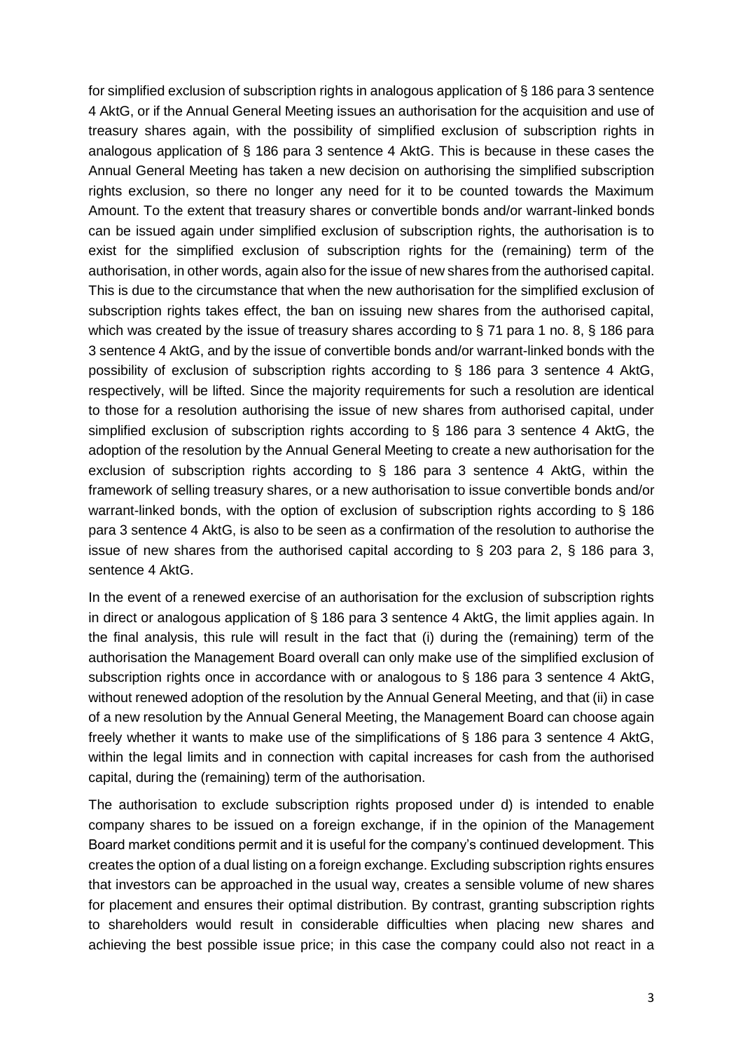for simplified exclusion of subscription rights in analogous application of § 186 para 3 sentence 4 AktG, or if the Annual General Meeting issues an authorisation for the acquisition and use of treasury shares again, with the possibility of simplified exclusion of subscription rights in analogous application of § 186 para 3 sentence 4 AktG. This is because in these cases the Annual General Meeting has taken a new decision on authorising the simplified subscription rights exclusion, so there no longer any need for it to be counted towards the Maximum Amount. To the extent that treasury shares or convertible bonds and/or warrant-linked bonds can be issued again under simplified exclusion of subscription rights, the authorisation is to exist for the simplified exclusion of subscription rights for the (remaining) term of the authorisation, in other words, again also for the issue of new shares from the authorised capital. This is due to the circumstance that when the new authorisation for the simplified exclusion of subscription rights takes effect, the ban on issuing new shares from the authorised capital, which was created by the issue of treasury shares according to § 71 para 1 no. 8, § 186 para 3 sentence 4 AktG, and by the issue of convertible bonds and/or warrant-linked bonds with the possibility of exclusion of subscription rights according to § 186 para 3 sentence 4 AktG, respectively, will be lifted. Since the majority requirements for such a resolution are identical to those for a resolution authorising the issue of new shares from authorised capital, under simplified exclusion of subscription rights according to § 186 para 3 sentence 4 AktG, the adoption of the resolution by the Annual General Meeting to create a new authorisation for the exclusion of subscription rights according to § 186 para 3 sentence 4 AktG, within the framework of selling treasury shares, or a new authorisation to issue convertible bonds and/or warrant-linked bonds, with the option of exclusion of subscription rights according to § 186 para 3 sentence 4 AktG, is also to be seen as a confirmation of the resolution to authorise the issue of new shares from the authorised capital according to § 203 para 2, § 186 para 3, sentence 4 AktG.

In the event of a renewed exercise of an authorisation for the exclusion of subscription rights in direct or analogous application of § 186 para 3 sentence 4 AktG, the limit applies again. In the final analysis, this rule will result in the fact that (i) during the (remaining) term of the authorisation the Management Board overall can only make use of the simplified exclusion of subscription rights once in accordance with or analogous to § 186 para 3 sentence 4 AktG, without renewed adoption of the resolution by the Annual General Meeting, and that (ii) in case of a new resolution by the Annual General Meeting, the Management Board can choose again freely whether it wants to make use of the simplifications of § 186 para 3 sentence 4 AktG, within the legal limits and in connection with capital increases for cash from the authorised capital, during the (remaining) term of the authorisation.

The authorisation to exclude subscription rights proposed under d) is intended to enable company shares to be issued on a foreign exchange, if in the opinion of the Management Board market conditions permit and it is useful for the company's continued development. This creates the option of a dual listing on a foreign exchange. Excluding subscription rights ensures that investors can be approached in the usual way, creates a sensible volume of new shares for placement and ensures their optimal distribution. By contrast, granting subscription rights to shareholders would result in considerable difficulties when placing new shares and achieving the best possible issue price; in this case the company could also not react in a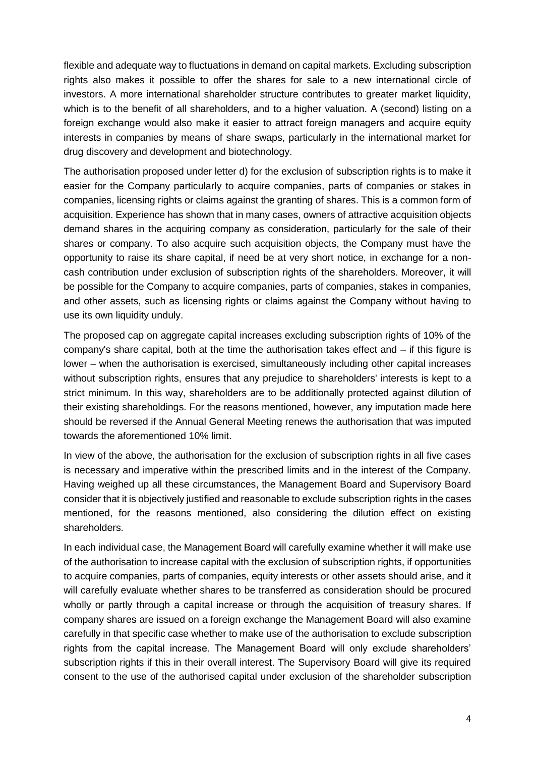flexible and adequate way to fluctuations in demand on capital markets. Excluding subscription rights also makes it possible to offer the shares for sale to a new international circle of investors. A more international shareholder structure contributes to greater market liquidity, which is to the benefit of all shareholders, and to a higher valuation. A (second) listing on a foreign exchange would also make it easier to attract foreign managers and acquire equity interests in companies by means of share swaps, particularly in the international market for drug discovery and development and biotechnology.

The authorisation proposed under letter d) for the exclusion of subscription rights is to make it easier for the Company particularly to acquire companies, parts of companies or stakes in companies, licensing rights or claims against the granting of shares. This is a common form of acquisition. Experience has shown that in many cases, owners of attractive acquisition objects demand shares in the acquiring company as consideration, particularly for the sale of their shares or company. To also acquire such acquisition objects, the Company must have the opportunity to raise its share capital, if need be at very short notice, in exchange for a non-cash contribution under exclusion of subscription rights of the shareholders. Moreover, it will be possible for the Company to acquire companies, parts of companies, stakes in companies, and other assets, such as licensing rights or claims against the Company without having to use its own liquidity unduly.

The proposed cap on aggregate capital increases excluding subscription rights of 10% of the company's share capital, both at the time the authorisation takes effect and – if this figure is lower – when the authorisation is exercised, simultaneously including other capital increases without subscription rights, ensures that any prejudice to shareholders' interests is kept to a strict minimum. In this way, shareholders are to be additionally protected against dilution of their existing shareholdings. For the reasons mentioned, however, any imputation made here should be reversed if the Annual General Meeting renews the authorisation that was imputed towards the aforementioned 10% limit.

In view of the above, the authorisation for the exclusion of subscription rights in all five cases is necessary and imperative within the prescribed limits and in the interest of the Company. Having weighed up all these circumstances, the Management Board and Supervisory Board consider that it is objectively justified and reasonable to exclude subscription rights in the cases mentioned, for the reasons mentioned, also considering the dilution effect on existing shareholders.

In each individual case, the Management Board will carefully examine whether it will make use of the authorisation to increase capital with the exclusion of subscription rights, if opportunities to acquire companies, parts of companies, equity interests or other assets should arise, and it will carefully evaluate whether shares to be transferred as consideration should be procured wholly or partly through a capital increase or through the acquisition of treasury shares. If company shares are issued on a foreign exchange the Management Board will also examine carefully in that specific case whether to make use of the authorisation to exclude subscription rights from the capital increase. The Management Board will only exclude shareholders' subscription rights if this in their overall interest. The Supervisory Board will give its required consent to the use of the authorised capital under exclusion of the shareholder subscription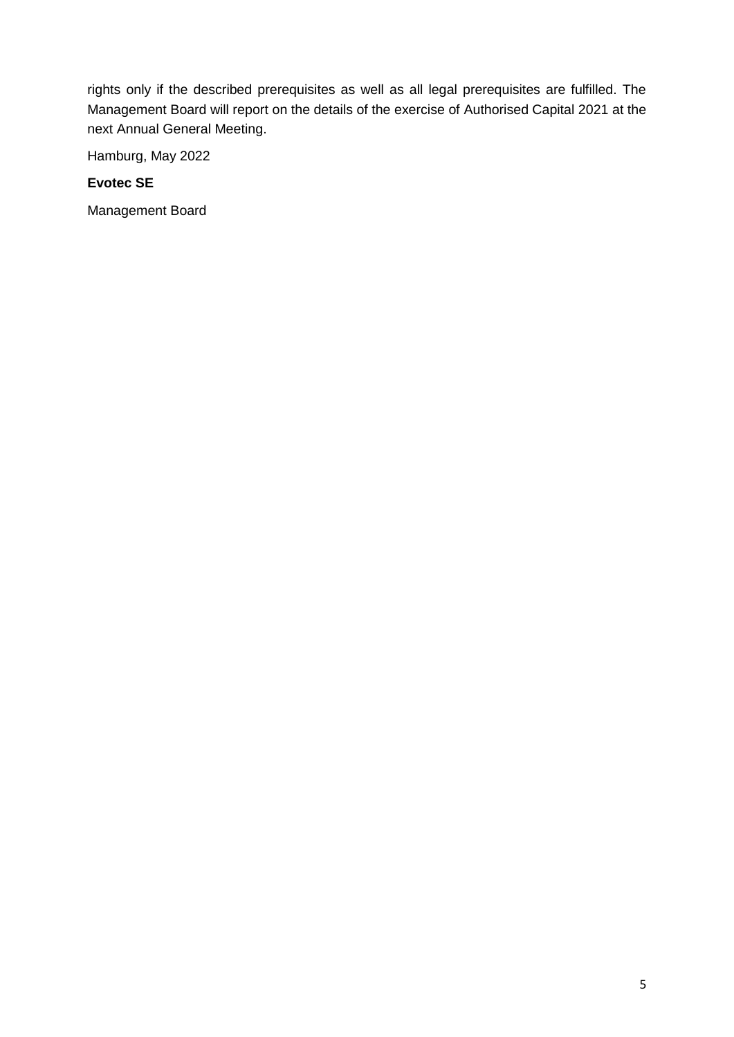rights only if the described prerequisites as well as all legal prerequisites are fulfilled. The Management Board will report on the details of the exercise of Authorised Capital 2021 at the next Annual General Meeting.

Hamburg, May 2022

**Evotec SE**

Management Board